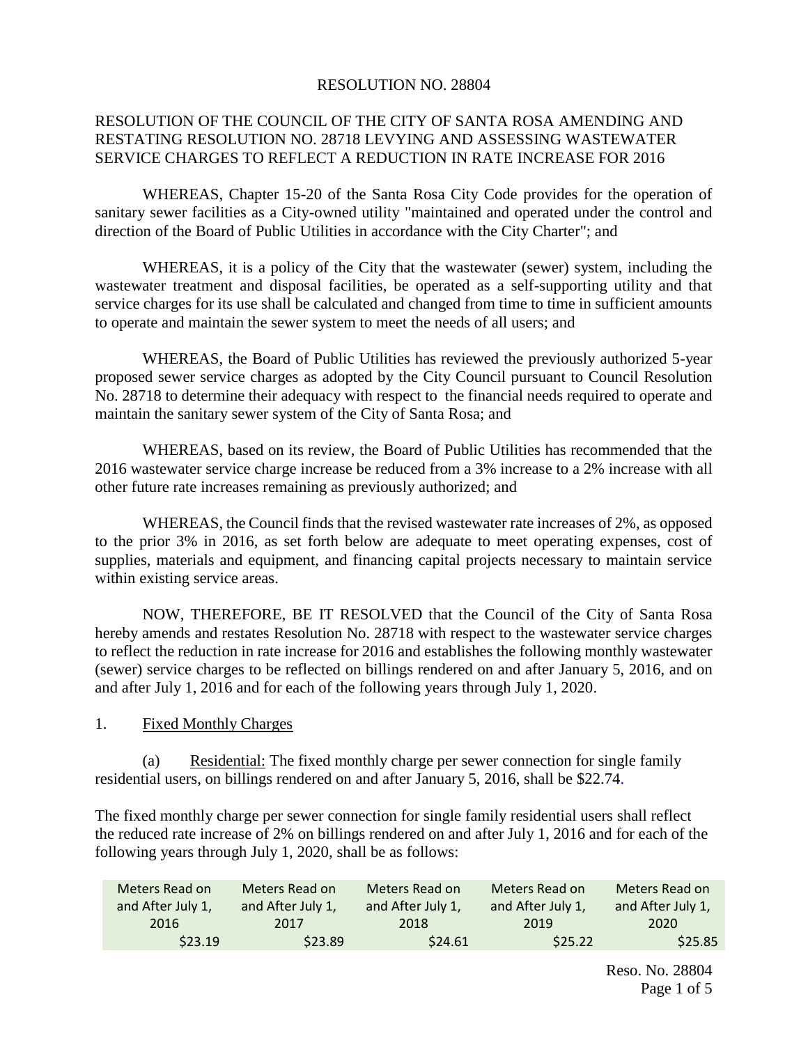RESOLUTION NO. 28804

RESOLUTION OF THE COUNCIL OF THE CITY OF SANTA ROSA AMENDING AND RESTATING RESOLUTION NO. 28718 LEVYING AND ASSESSING WASTEWATER SERVICE CHARGES TO REFLECT A REDUCTION IN RATE INCREASE FOR 2016

WHEREAS, Chapter 15-20 of the Santa Rosa City Code provides for the operation of sanitary sewer facilities as a City-owned utility "maintained and operated under the control and direction of the Board of Public Utilities in accordance with the City Charter"; and

WHEREAS, it is a policy of the City that the wastewater (sewer) system, including the wastewater treatment and disposal facilities, be operated as a self-supporting utility and that service charges for its use shall be calculated and changed from time to time in sufficient amounts to operate and maintain the sewer system to meet the needs of all users; and

WHEREAS, the Board of Public Utilities has reviewed the previously authorized 5-year proposed sewer service charges as adopted by the City Council pursuant to Council Resolution No. 28718 to determine their adequacy with respect to the financial needs required to operate and maintain the sanitary sewer system of the City of Santa Rosa; and

WHEREAS, based on its review, the Board of Public Utilities has recommended that the 2016 wastewater service charge increase be reduced from a 3% increase to a 2% increase with all other future rate increases remaining as previously authorized; and

WHEREAS, the Council finds that the revised wastewater rate increases of 2%, as opposed to the prior 3% in 2016, as set forth below are adequate to meet operating expenses, cost of supplies, materials and equipment, and financing capital projects necessary to maintain service within existing service areas.

NOW, THEREFORE, BE IT RESOLVED that the Council of the City of Santa Rosa hereby amends and restates Resolution No. 28718 with respect to the wastewater service charges to reflect the reduction in rate increase for 2016 and establishes the following monthly wastewater (sewer) service charges to be reflected on billings rendered on and after January 5, 2016, and on and after July 1, 2016 and for each of the following years through July 1, 2020.

1. Fixed Monthly Charges

(a) Residential: The fixed monthly charge per sewer connection for single family residential users, on billings rendered on and after January 5, 2016, shall be $22.74.

The fixed monthly charge per sewer connection for single family residential users shall reflect the reduced rate increase of 2% on billings rendered on and after July 1, 2016 and for each of the following years through July 1, 2020, shall be as follows:

| Meters Read on and After July 1, 2016 | Meters Read on and After July 1, 2017 | Meters Read on and After July 1, 2018 | Meters Read on and After July 1, 2019 | Meters Read on and After July 1, 2020 |
|---|---|---|---|---|
| $23.19 | $23.89 | $24.61 | $25.22 | $25.85 |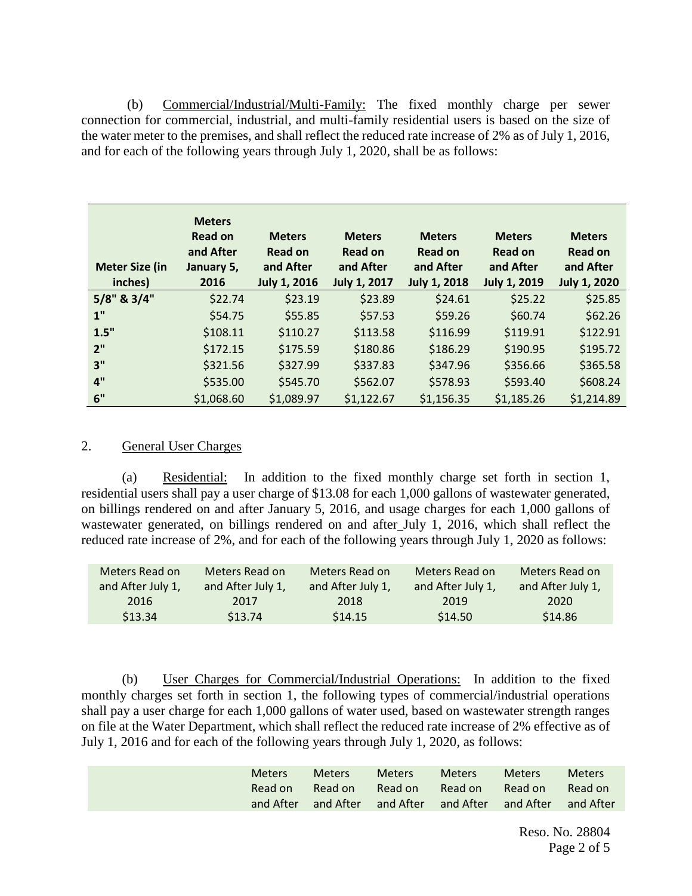(b) Commercial/Industrial/Multi-Family: The fixed monthly charge per sewer connection for commercial, industrial, and multi-family residential users is based on the size of the water meter to the premises, and shall reflect the reduced rate increase of 2% as of July 1, 2016, and for each of the following years through July 1, 2020, shall be as follows:

| Meter Size (in inches) | Meters Read on and After January 5, 2016 | Meters Read on and After July 1, 2016 | Meters Read on and After July 1, 2017 | Meters Read on and After July 1, 2018 | Meters Read on and After July 1, 2019 | Meters Read on and After July 1, 2020 |
|---|---|---|---|---|---|---|
| 5/8" & 3/4" | $22.74 | $23.19 | $23.89 | $24.61 | $25.22 | $25.85 |
| 1" | $54.75 | $55.85 | $57.53 | $59.26 | $60.74 | $62.26 |
| 1.5" | $108.11 | $110.27 | $113.58 | $116.99 | $119.91 | $122.91 |
| 2" | $172.15 | $175.59 | $180.86 | $186.29 | $190.95 | $195.72 |
| 3" | $321.56 | $327.99 | $337.83 | $347.96 | $356.66 | $365.58 |
| 4" | $535.00 | $545.70 | $562.07 | $578.93 | $593.40 | $608.24 |
| 6" | $1,068.60 | $1,089.97 | $1,122.67 | $1,156.35 | $1,185.26 | $1,214.89 |

2. General User Charges

(a) Residential: In addition to the fixed monthly charge set forth in section 1, residential users shall pay a user charge of $13.08 for each 1,000 gallons of wastewater generated, on billings rendered on and after January 5, 2016, and usage charges for each 1,000 gallons of wastewater generated, on billings rendered on and after July 1, 2016, which shall reflect the reduced rate increase of 2%, and for each of the following years through July 1, 2020 as follows:

| Meters Read on and After July 1, 2016 | Meters Read on and After July 1, 2017 | Meters Read on and After July 1, 2018 | Meters Read on and After July 1, 2019 | Meters Read on and After July 1, 2020 |
|---|---|---|---|---|
| $13.34 | $13.74 | $14.15 | $14.50 | $14.86 |

(b) User Charges for Commercial/Industrial Operations: In addition to the fixed monthly charges set forth in section 1, the following types of commercial/industrial operations shall pay a user charge for each 1,000 gallons of water used, based on wastewater strength ranges on file at the Water Department, which shall reflect the reduced rate increase of 2% effective as of July 1, 2016 and for each of the following years through July 1, 2020, as follows:

| | Meters Read on and After | Meters Read on and After | Meters Read on and After | Meters Read on and After | Meters Read on and After | Meters Read on and After |
|---|---|---|---|---|---|---|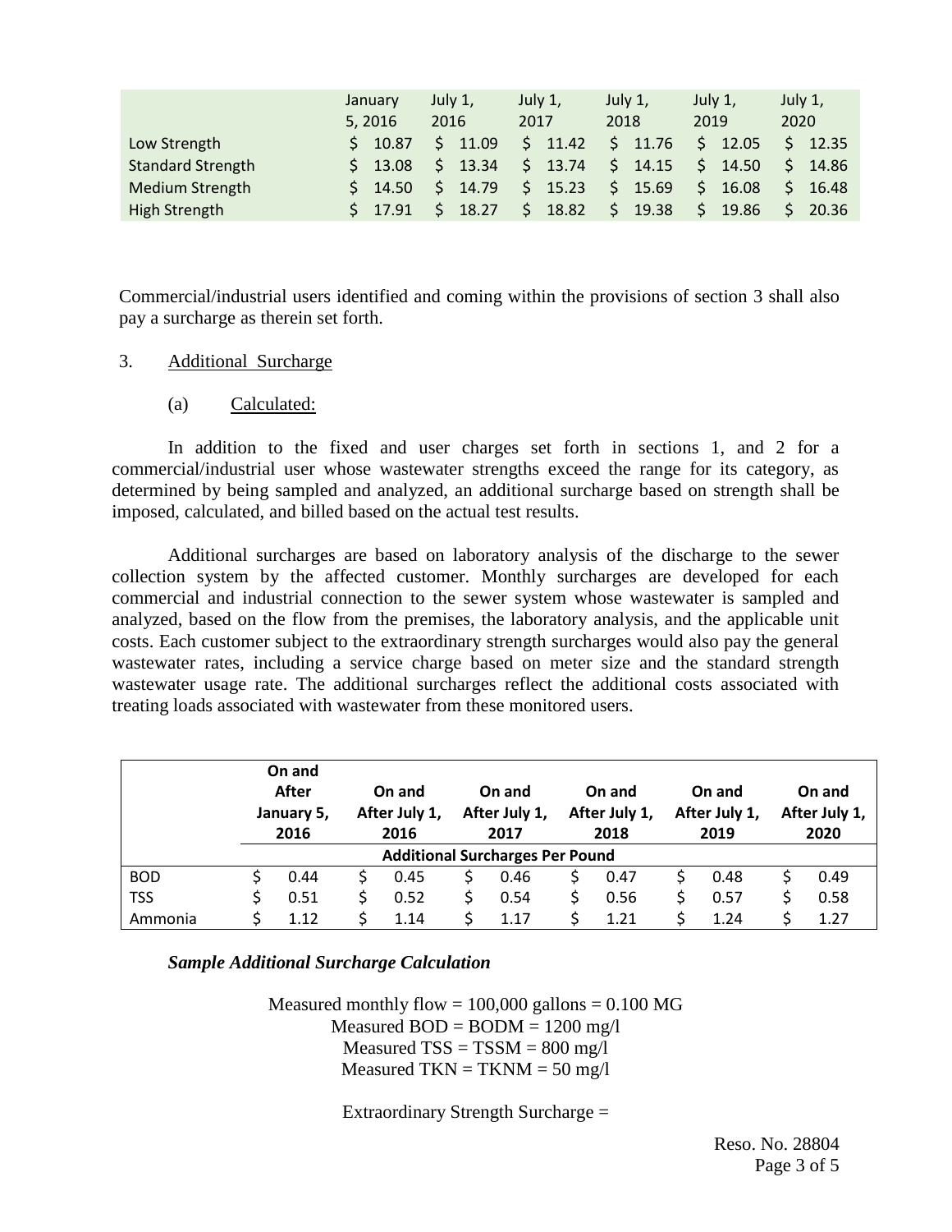| | January 5, 2016 | July 1, 2016 | July 1, 2017 | July 1, 2018 | July 1, 2019 | July 1, 2020 |
|---|---|---|---|---|---|---|
| Low Strength | $ 10.87 | $ 11.09 | $ 11.42 | $ 11.76 | $ 12.05 | $ 12.35 |
| Standard Strength | $ 13.08 | $ 13.34 | $ 13.74 | $ 14.15 | $ 14.50 | $ 14.86 |
| Medium Strength | $ 14.50 | $ 14.79 | $ 15.23 | $ 15.69 | $ 16.08 | $ 16.48 |
| High Strength | $ 17.91 | $ 18.27 | $ 18.82 | $ 19.38 | $ 19.86 | $ 20.36 |

Commercial/industrial users identified and coming within the provisions of section 3 shall also pay a surcharge as therein set forth.

3. Additional Surcharge

(a) Calculated:

In addition to the fixed and user charges set forth in sections 1, and 2 for a commercial/industrial user whose wastewater strengths exceed the range for its category, as determined by being sampled and analyzed, an additional surcharge based on strength shall be imposed, calculated, and billed based on the actual test results.

Additional surcharges are based on laboratory analysis of the discharge to the sewer collection system by the affected customer. Monthly surcharges are developed for each commercial and industrial connection to the sewer system whose wastewater is sampled and analyzed, based on the flow from the premises, the laboratory analysis, and the applicable unit costs. Each customer subject to the extraordinary strength surcharges would also pay the general wastewater rates, including a service charge based on meter size and the standard strength wastewater usage rate. The additional surcharges reflect the additional costs associated with treating loads associated with wastewater from these monitored users.

| | On and After January 5, 2016 | On and After July 1, 2016 | On and After July 1, 2017 | On and After July 1, 2018 | On and After July 1, 2019 | On and After July 1, 2020 |
|---|---|---|---|---|---|---|
| | Additional Surcharges Per Pound | | | | | |
| BOD | $ 0.44 | $ 0.45 | $ 0.46 | $ 0.47 | $ 0.48 | $ 0.49 |
| TSS | $ 0.51 | $ 0.52 | $ 0.54 | $ 0.56 | $ 0.57 | $ 0.58 |
| Ammonia | $ 1.12 | $ 1.14 | $ 1.17 | $ 1.21 | $ 1.24 | $ 1.27 |

***Sample Additional Surcharge Calculation***

Measured monthly flow = 100,000 gallons = 0.100 MG
Measured BOD = BODM = 1200 mg/l
Measured TSS = TSSM = 800 mg/l
Measured TKN = TKNM = 50 mg/l

Extraordinary Strength Surcharge =

Reso. No. 28804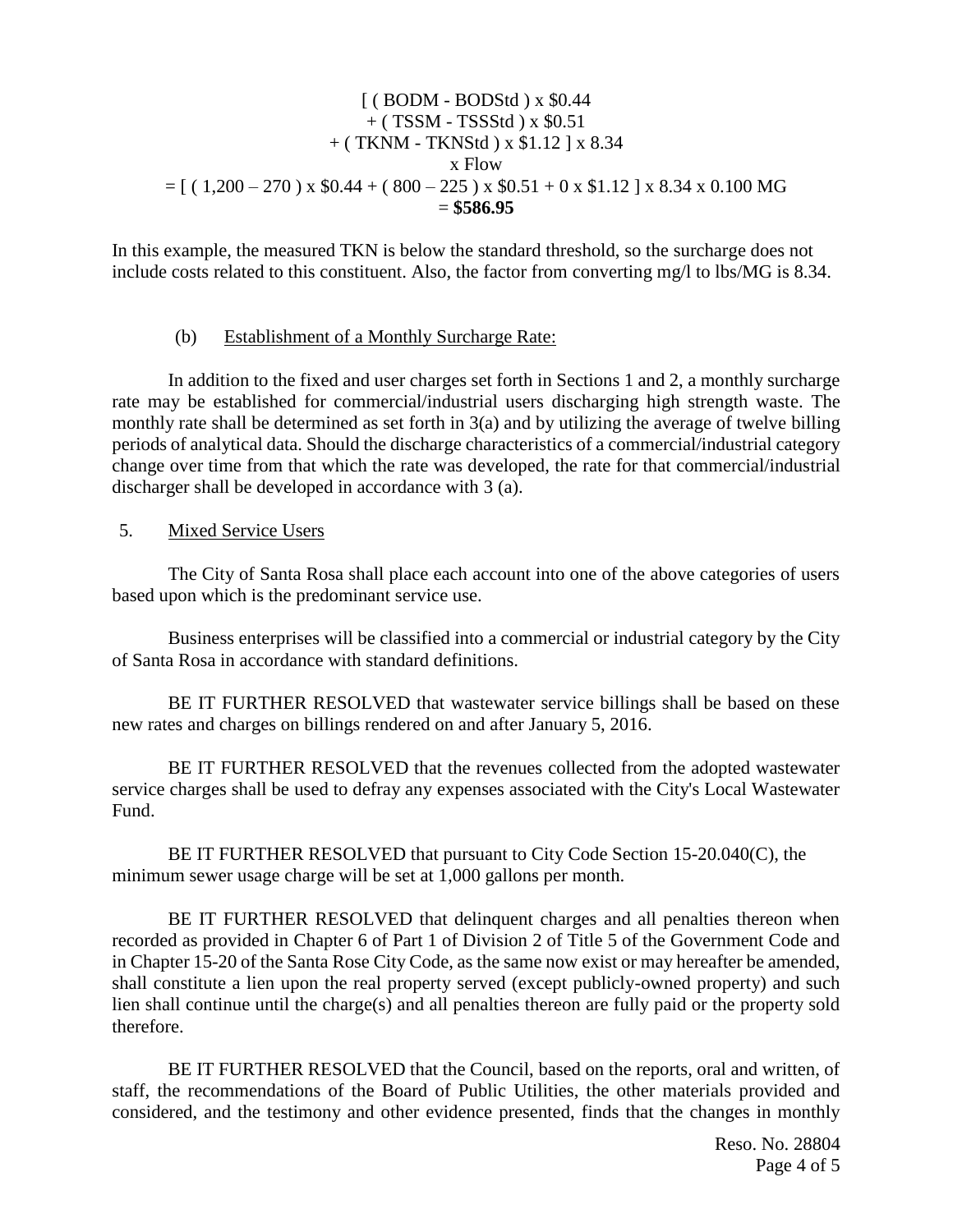$$
\begin{gathered}
[\ (\ BODM - BODStd\ ) \times \$0.44 \\
+ (\ TSSM - TSSStd\ ) \times \$0.51 \\
+ (\ TKNM - TKNStd\ ) \times \$1.12\ ] \times 8.34 \\
\times Flow \\
= [\ (\ 1{,}200 - 270\ ) \times \$0.44 + (\ 800 - 225\ ) \times \$0.51 + 0 \times \$1.12\ ] \times 8.34 \times 0.100\ MG \\
= \mathbf{\$586.95}
\end{gathered}
$$

In this example, the measured TKN is below the standard threshold, so the surcharge does not include costs related to this constituent. Also, the factor from converting mg/l to lbs/MG is 8.34.

(b) <u>Establishment of a Monthly Surcharge Rate:</u>

In addition to the fixed and user charges set forth in Sections 1 and 2, a monthly surcharge rate may be established for commercial/industrial users discharging high strength waste. The monthly rate shall be determined as set forth in 3(a) and by utilizing the average of twelve billing periods of analytical data. Should the discharge characteristics of a commercial/industrial category change over time from that which the rate was developed, the rate for that commercial/industrial discharger shall be developed in accordance with 3 (a).

5. <u>Mixed Service Users</u>

The City of Santa Rosa shall place each account into one of the above categories of users based upon which is the predominant service use.

Business enterprises will be classified into a commercial or industrial category by the City of Santa Rosa in accordance with standard definitions.

BE IT FURTHER RESOLVED that wastewater service billings shall be based on these new rates and charges on billings rendered on and after January 5, 2016.

BE IT FURTHER RESOLVED that the revenues collected from the adopted wastewater service charges shall be used to defray any expenses associated with the City's Local Wastewater Fund.

BE IT FURTHER RESOLVED that pursuant to City Code Section 15-20.040(C), the minimum sewer usage charge will be set at 1,000 gallons per month.

BE IT FURTHER RESOLVED that delinquent charges and all penalties thereon when recorded as provided in Chapter 6 of Part 1 of Division 2 of Title 5 of the Government Code and in Chapter 15-20 of the Santa Rose City Code, as the same now exist or may hereafter be amended, shall constitute a lien upon the real property served (except publicly-owned property) and such lien shall continue until the charge(s) and all penalties thereon are fully paid or the property sold therefore.

BE IT FURTHER RESOLVED that the Council, based on the reports, oral and written, of staff, the recommendations of the Board of Public Utilities, the other materials provided and considered, and the testimony and other evidence presented, finds that the changes in monthly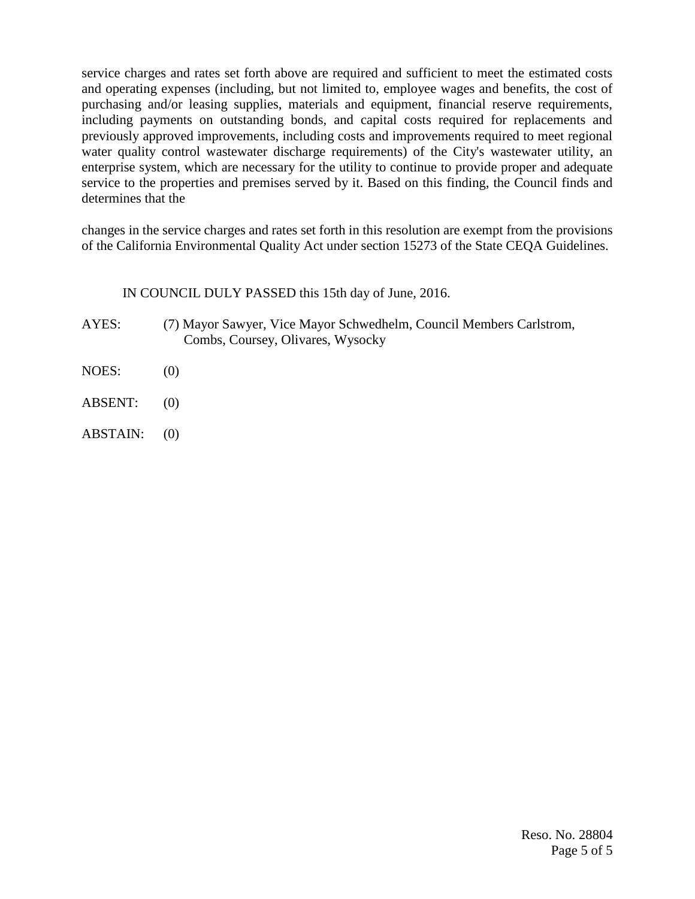service charges and rates set forth above are required and sufficient to meet the estimated costs and operating expenses (including, but not limited to, employee wages and benefits, the cost of purchasing and/or leasing supplies, materials and equipment, financial reserve requirements, including payments on outstanding bonds, and capital costs required for replacements and previously approved improvements, including costs and improvements required to meet regional water quality control wastewater discharge requirements) of the City's wastewater utility, an enterprise system, which are necessary for the utility to continue to provide proper and adequate service to the properties and premises served by it. Based on this finding, the Council finds and determines that the

changes in the service charges and rates set forth in this resolution are exempt from the provisions of the California Environmental Quality Act under section 15273 of the State CEQA Guidelines.

IN COUNCIL DULY PASSED this 15th day of June, 2016.

AYES: (7) Mayor Sawyer, Vice Mayor Schwedhelm, Council Members Carlstrom, Combs, Coursey, Olivares, Wysocky

NOES: (0)

ABSENT: (0)

ABSTAIN: (0)

Reso. No. 28804